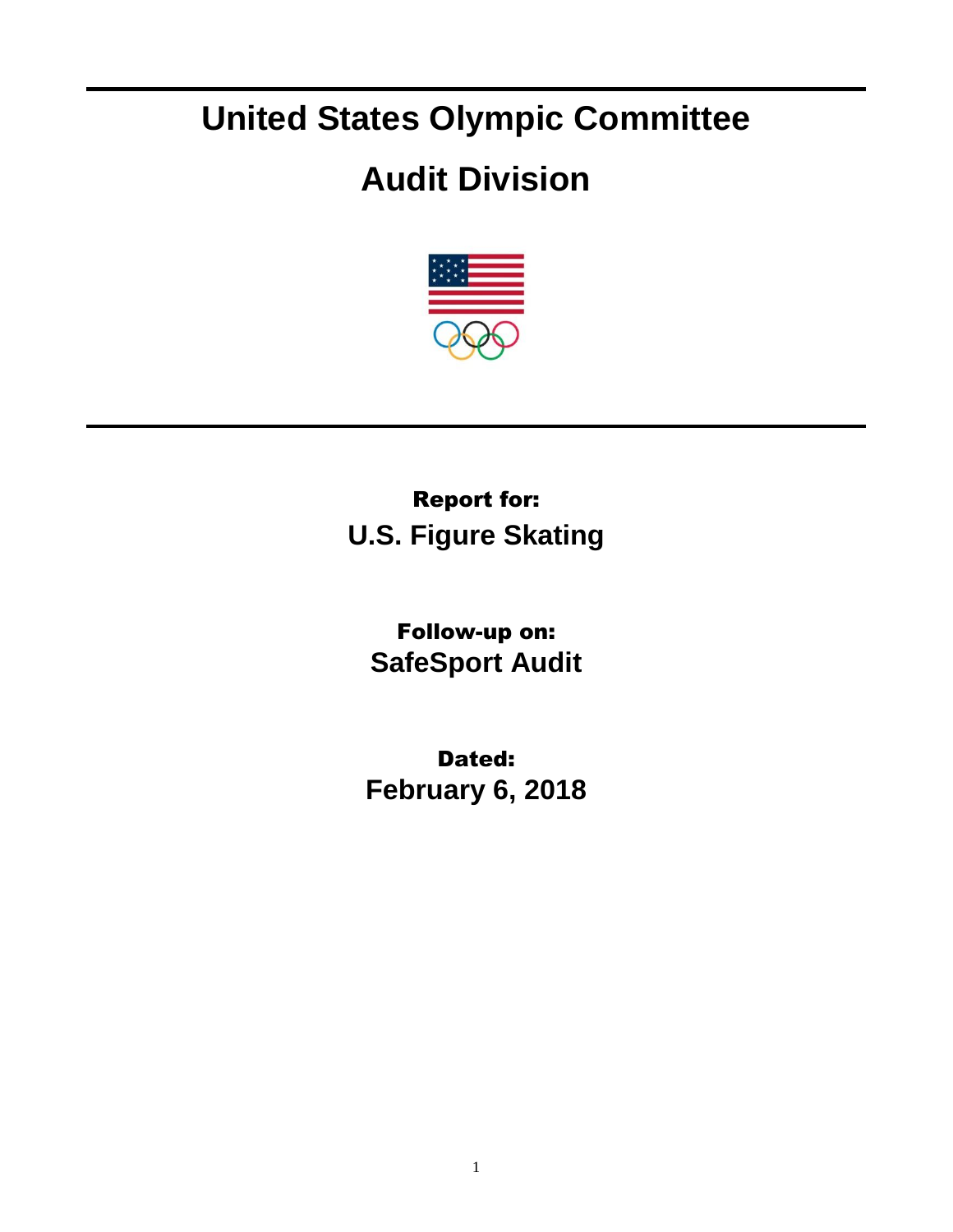# United States Olympic Committee

# Audit Division

**Report for:**

**U.S. Figure Skating**

**Follow-up on:**

**SafeSport Audit**

**Dated:**

**February 6, 2018**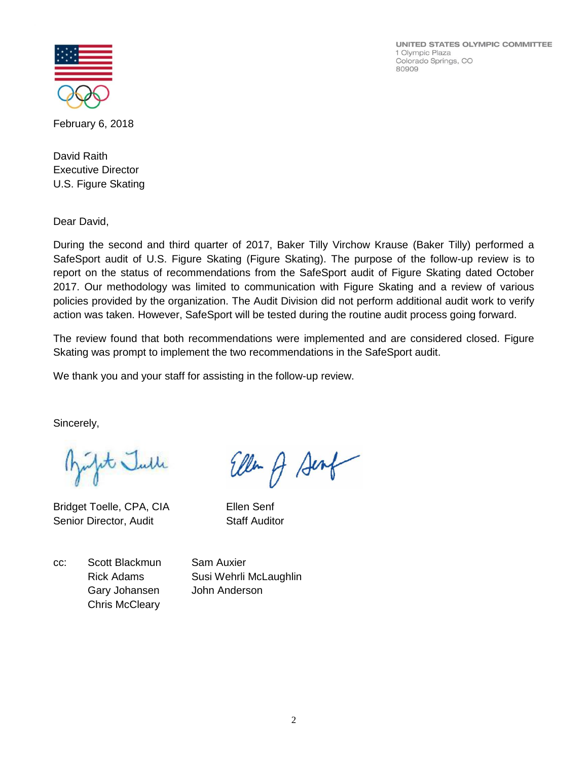UNITED STATES OLYMPIC COMMITTEE
1 Olympic Plaza
Colorado Springs, CO
80909

February 6, 2018

David Raith
Executive Director
U.S. Figure Skating

Dear David,

During the second and third quarter of 2017, Baker Tilly Virchow Krause (Baker Tilly) performed a SafeSport audit of U.S. Figure Skating (Figure Skating). The purpose of the follow-up review is to report on the status of recommendations from the SafeSport audit of Figure Skating dated October 2017. Our methodology was limited to communication with Figure Skating and a review of various policies provided by the organization. The Audit Division did not perform additional audit work to verify action was taken. However, SafeSport will be tested during the routine audit process going forward.

The review found that both recommendations were implemented and are considered closed. Figure Skating was prompt to implement the two recommendations in the SafeSport audit.

We thank you and your staff for assisting in the follow-up review.

Sincerely,

Bridget Toelle, CPA, CIA
Senior Director, Audit

Ellen Senf
Staff Auditor

cc: Scott Blackmun
Rick Adams
Gary Johansen
Chris McCleary
Sam Auxier
Susi Wehrli McLaughlin
John Anderson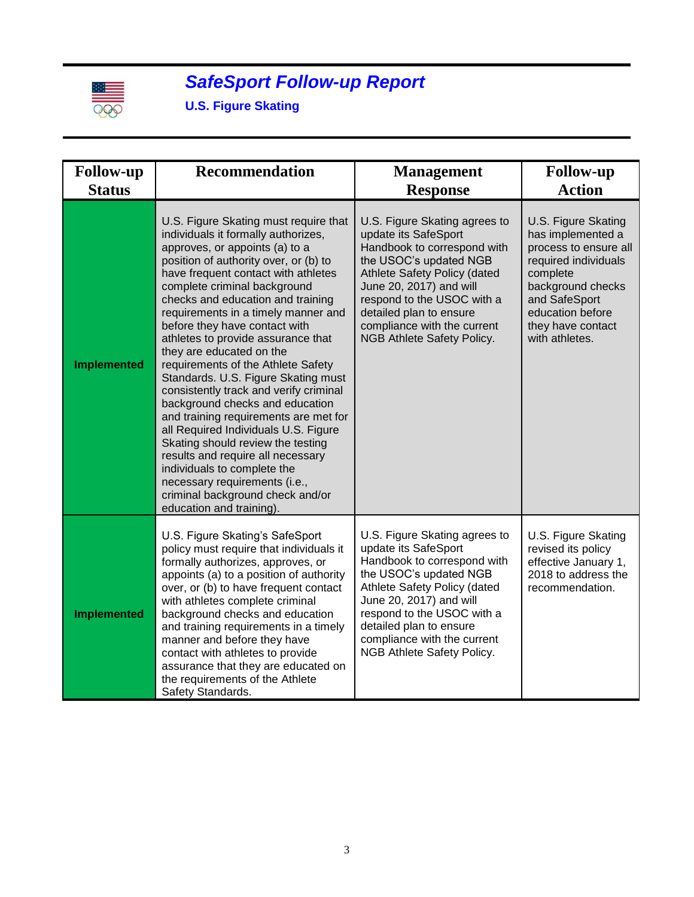# *SafeSport Follow-up Report*

**U.S. Figure Skating**

| Follow-up Status | Recommendation | Management Response | Follow-up Action |
|---|---|---|---|
| **Implemented** | U.S. Figure Skating must require that individuals it formally authorizes, approves, or appoints (a) to a position of authority over, or (b) to have frequent contact with athletes complete criminal background checks and education and training requirements in a timely manner and before they have contact with athletes to provide assurance that they are educated on the requirements of the Athlete Safety Standards. U.S. Figure Skating must consistently track and verify criminal background checks and education and training requirements are met for all Required Individuals U.S. Figure Skating should review the testing results and require all necessary individuals to complete the necessary requirements (i.e., criminal background check and/or education and training). | U.S. Figure Skating agrees to update its SafeSport Handbook to correspond with the USOC's updated NGB Athlete Safety Policy (dated June 20, 2017) and will respond to the USOC with a detailed plan to ensure compliance with the current NGB Athlete Safety Policy. | U.S. Figure Skating has implemented a process to ensure all required individuals complete background checks and SafeSport education before they have contact with athletes. |
| **Implemented** | U.S. Figure Skating's SafeSport policy must require that individuals it formally authorizes, approves, or appoints (a) to a position of authority over, or (b) to have frequent contact with athletes complete criminal background checks and education and training requirements in a timely manner and before they have contact with athletes to provide assurance that they are educated on the requirements of the Athlete Safety Standards. | U.S. Figure Skating agrees to update its SafeSport Handbook to correspond with the USOC's updated NGB Athlete Safety Policy (dated June 20, 2017) and will respond to the USOC with a detailed plan to ensure compliance with the current NGB Athlete Safety Policy. | U.S. Figure Skating revised its policy effective January 1, 2018 to address the recommendation. |